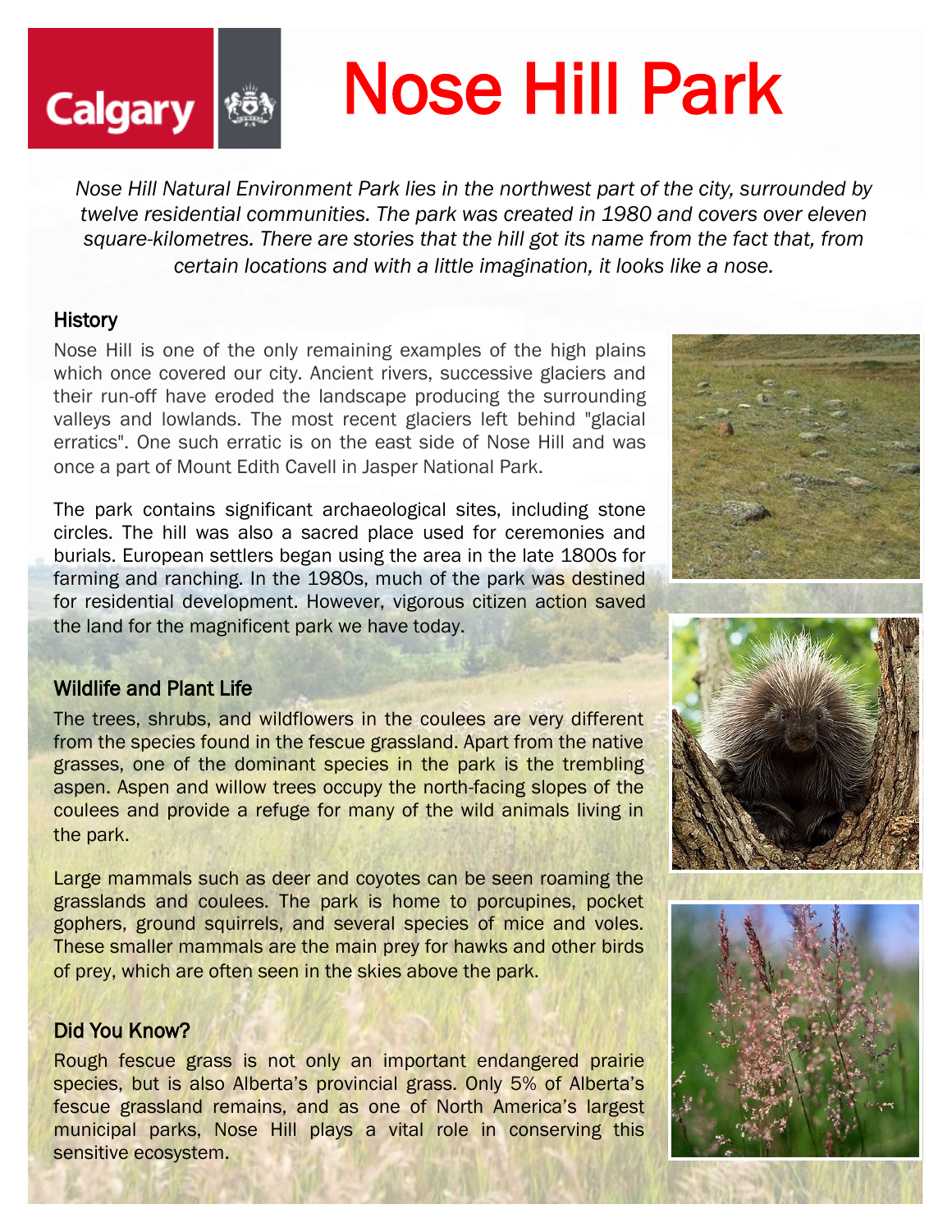# Nose Hill Park

*Nose Hill Natural Environment Park lies in the northwest part of the city, surrounded by twelve residential communities. The park was created in 1980 and covers over eleven square-kilometres. There are stories that the hill got its name from the fact that, from certain locations and with a little imagination, it looks like a nose.*

## History

Nose Hill is one of the only remaining examples of the high plains which once covered our city. Ancient rivers, successive glaciers and their run-off have eroded the landscape producing the surrounding valleys and lowlands. The most recent glaciers left behind "glacial erratics". One such erratic is on the east side of Nose Hill and was once a part of Mount Edith Cavell in Jasper National Park.

The park contains significant archaeological sites, including stone circles. The hill was also a sacred place used for ceremonies and burials. European settlers began using the area in the late 1800s for farming and ranching. In the 1980s, much of the park was destined for residential development. However, vigorous citizen action saved the land for the magnificent park we have today.

## Wildlife and Plant Life

The trees, shrubs, and wildflowers in the coulees are very different from the species found in the fescue grassland. Apart from the native grasses, one of the dominant species in the park is the trembling aspen. Aspen and willow trees occupy the north-facing slopes of the coulees and provide a refuge for many of the wild animals living in the park.

Large mammals such as deer and coyotes can be seen roaming the grasslands and coulees. The park is home to porcupines, pocket gophers, ground squirrels, and several species of mice and voles. These smaller mammals are the main prey for hawks and other birds of prey, which are often seen in the skies above the park.

## Did You Know?

Rough fescue grass is not only an important endangered prairie species, but is also Alberta's provincial grass. Only 5% of Alberta's fescue grassland remains, and as one of North America's largest municipal parks, Nose Hill plays a vital role in conserving this sensitive ecosystem.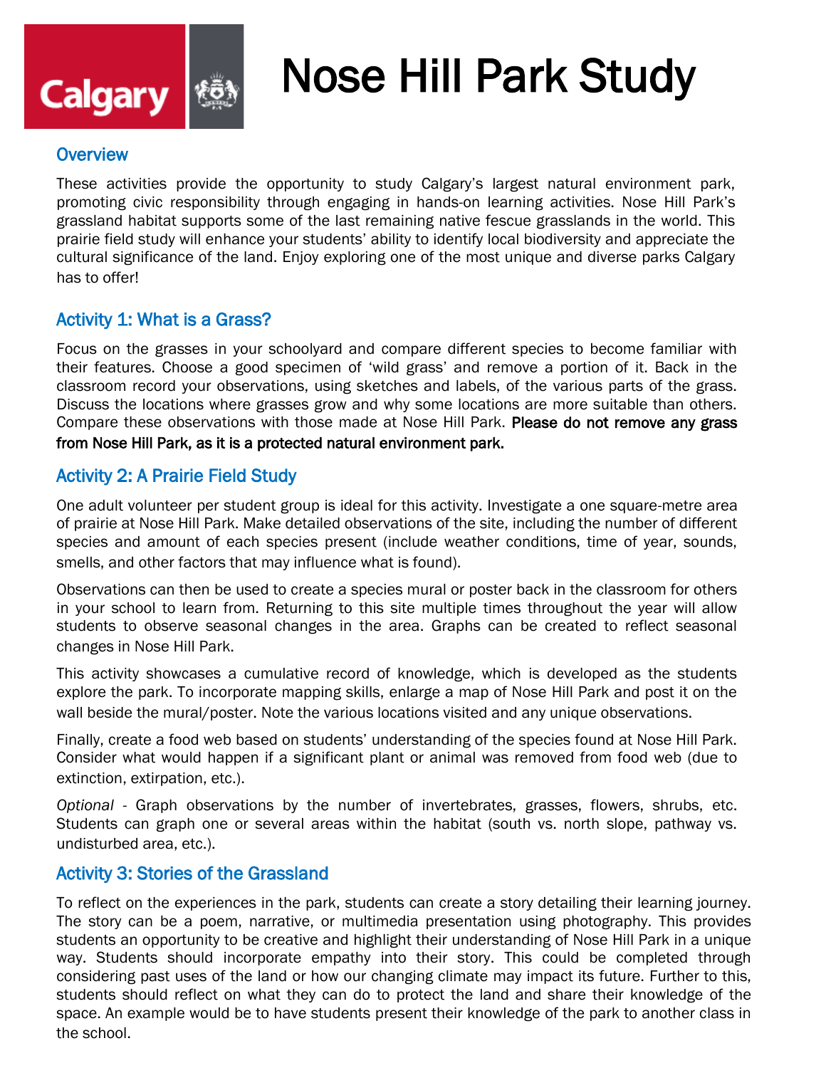# Nose Hill Park Study

## Overview

These activities provide the opportunity to study Calgary's largest natural environment park, promoting civic responsibility through engaging in hands-on learning activities. Nose Hill Park's grassland habitat supports some of the last remaining native fescue grasslands in the world. This prairie field study will enhance your students' ability to identify local biodiversity and appreciate the cultural significance of the land. Enjoy exploring one of the most unique and diverse parks Calgary has to offer!

## Activity 1: What is a Grass?

Focus on the grasses in your schoolyard and compare different species to become familiar with their features. Choose a good specimen of 'wild grass' and remove a portion of it. Back in the classroom record your observations, using sketches and labels, of the various parts of the grass. Discuss the locations where grasses grow and why some locations are more suitable than others. Compare these observations with those made at Nose Hill Park. **Please do not remove any grass from Nose Hill Park, as it is a protected natural environment park.**

## Activity 2: A Prairie Field Study

One adult volunteer per student group is ideal for this activity. Investigate a one square-metre area of prairie at Nose Hill Park. Make detailed observations of the site, including the number of different species and amount of each species present (include weather conditions, time of year, sounds, smells, and other factors that may influence what is found).

Observations can then be used to create a species mural or poster back in the classroom for others in your school to learn from. Returning to this site multiple times throughout the year will allow students to observe seasonal changes in the area. Graphs can be created to reflect seasonal changes in Nose Hill Park.

This activity showcases a cumulative record of knowledge, which is developed as the students explore the park. To incorporate mapping skills, enlarge a map of Nose Hill Park and post it on the wall beside the mural/poster. Note the various locations visited and any unique observations.

Finally, create a food web based on students' understanding of the species found at Nose Hill Park. Consider what would happen if a significant plant or animal was removed from food web (due to extinction, extirpation, etc.).

*Optional* - Graph observations by the number of invertebrates, grasses, flowers, shrubs, etc. Students can graph one or several areas within the habitat (south vs. north slope, pathway vs. undisturbed area, etc.).

## Activity 3: Stories of the Grassland

To reflect on the experiences in the park, students can create a story detailing their learning journey. The story can be a poem, narrative, or multimedia presentation using photography. This provides students an opportunity to be creative and highlight their understanding of Nose Hill Park in a unique way. Students should incorporate empathy into their story. This could be completed through considering past uses of the land or how our changing climate may impact its future. Further to this, students should reflect on what they can do to protect the land and share their knowledge of the space. An example would be to have students present their knowledge of the park to another class in the school.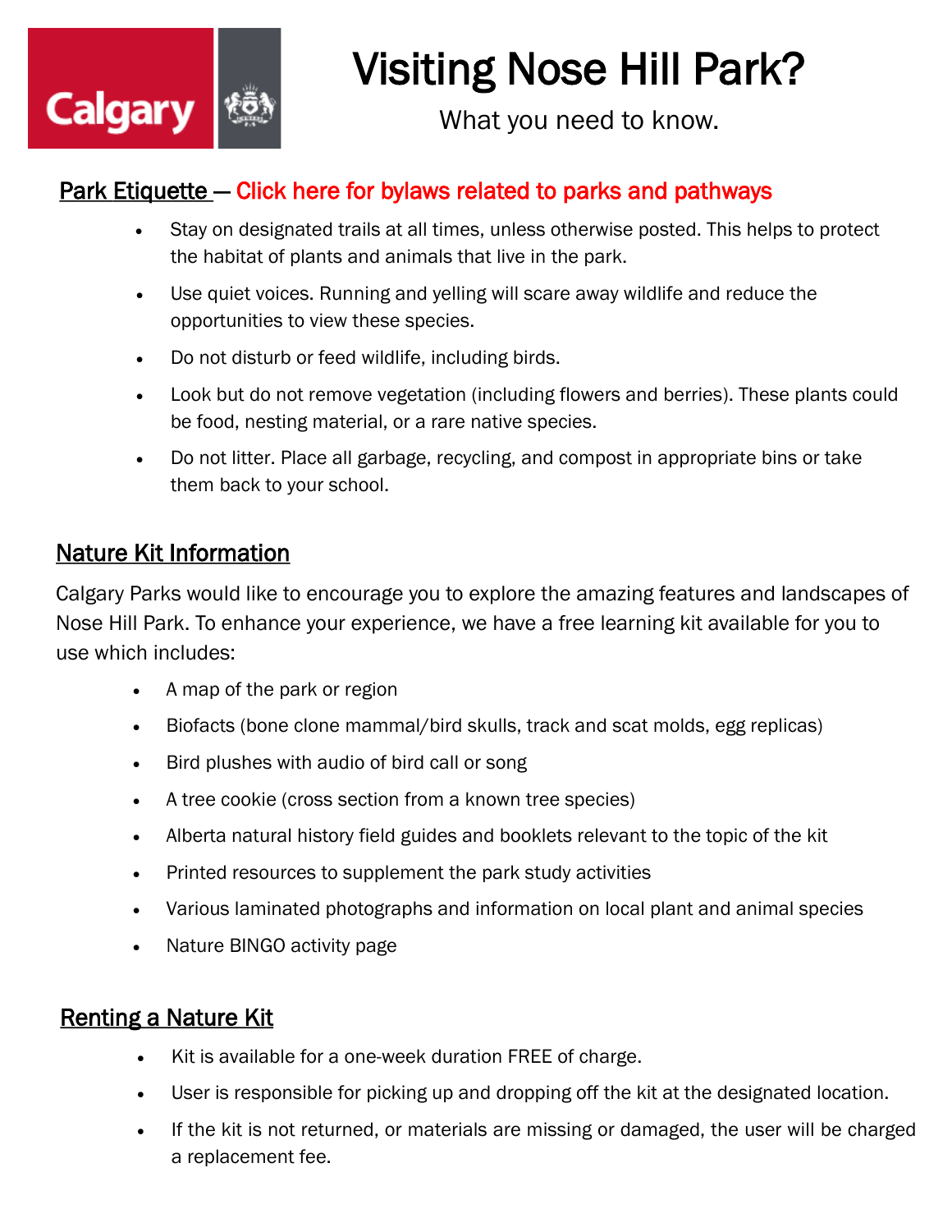# Visiting Nose Hill Park?

What you need to know.

## Park Etiquette — Click here for bylaws related to parks and pathways

- Stay on designated trails at all times, unless otherwise posted. This helps to protect the habitat of plants and animals that live in the park.
- Use quiet voices. Running and yelling will scare away wildlife and reduce the opportunities to view these species.
- Do not disturb or feed wildlife, including birds.
- Look but do not remove vegetation (including flowers and berries). These plants could be food, nesting material, or a rare native species.
- Do not litter. Place all garbage, recycling, and compost in appropriate bins or take them back to your school.

## Nature Kit Information

Calgary Parks would like to encourage you to explore the amazing features and landscapes of Nose Hill Park. To enhance your experience, we have a free learning kit available for you to use which includes:

- A map of the park or region
- Biofacts (bone clone mammal/bird skulls, track and scat molds, egg replicas)
- Bird plushes with audio of bird call or song
- A tree cookie (cross section from a known tree species)
- Alberta natural history field guides and booklets relevant to the topic of the kit
- Printed resources to supplement the park study activities
- Various laminated photographs and information on local plant and animal species
- Nature BINGO activity page

## Renting a Nature Kit

- Kit is available for a one-week duration FREE of charge.
- User is responsible for picking up and dropping off the kit at the designated location.
- If the kit is not returned, or materials are missing or damaged, the user will be charged a replacement fee.